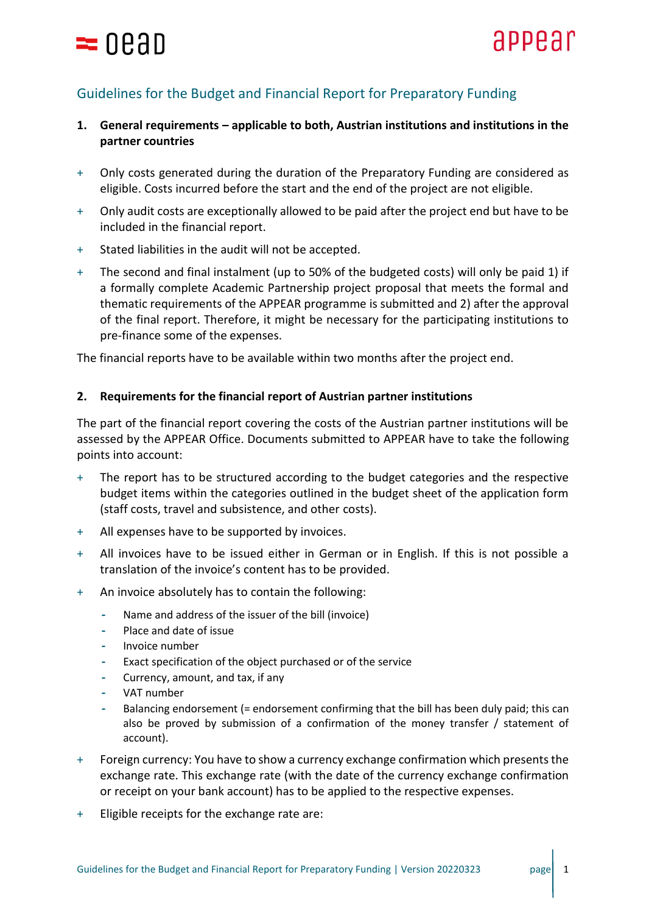# Guidelines for the Budget and Financial Report for Preparatory Funding

## 1. General requirements – applicable to both, Austrian institutions and institutions in the partner countries

+ Only costs generated during the duration of the Preparatory Funding are considered as eligible. Costs incurred before the start and the end of the project are not eligible.
+ Only audit costs are exceptionally allowed to be paid after the project end but have to be included in the financial report.
+ Stated liabilities in the audit will not be accepted.
+ The second and final instalment (up to 50% of the budgeted costs) will only be paid 1) if a formally complete Academic Partnership project proposal that meets the formal and thematic requirements of the APPEAR programme is submitted and 2) after the approval of the final report. Therefore, it might be necessary for the participating institutions to pre-finance some of the expenses.

The financial reports have to be available within two months after the project end.

## 2. Requirements for the financial report of Austrian partner institutions

The part of the financial report covering the costs of the Austrian partner institutions will be assessed by the APPEAR Office. Documents submitted to APPEAR have to take the following points into account:

+ The report has to be structured according to the budget categories and the respective budget items within the categories outlined in the budget sheet of the application form (staff costs, travel and subsistence, and other costs).
+ All expenses have to be supported by invoices.
+ All invoices have to be issued either in German or in English. If this is not possible a translation of the invoice's content has to be provided.
+ An invoice absolutely has to contain the following:
    - Name and address of the issuer of the bill (invoice)
    - Place and date of issue
    - Invoice number
    - Exact specification of the object purchased or of the service
    - Currency, amount, and tax, if any
    - VAT number
    - Balancing endorsement (= endorsement confirming that the bill has been duly paid; this can also be proved by submission of a confirmation of the money transfer / statement of account).
+ Foreign currency: You have to show a currency exchange confirmation which presents the exchange rate. This exchange rate (with the date of the currency exchange confirmation or receipt on your bank account) has to be applied to the respective expenses.
+ Eligible receipts for the exchange rate are: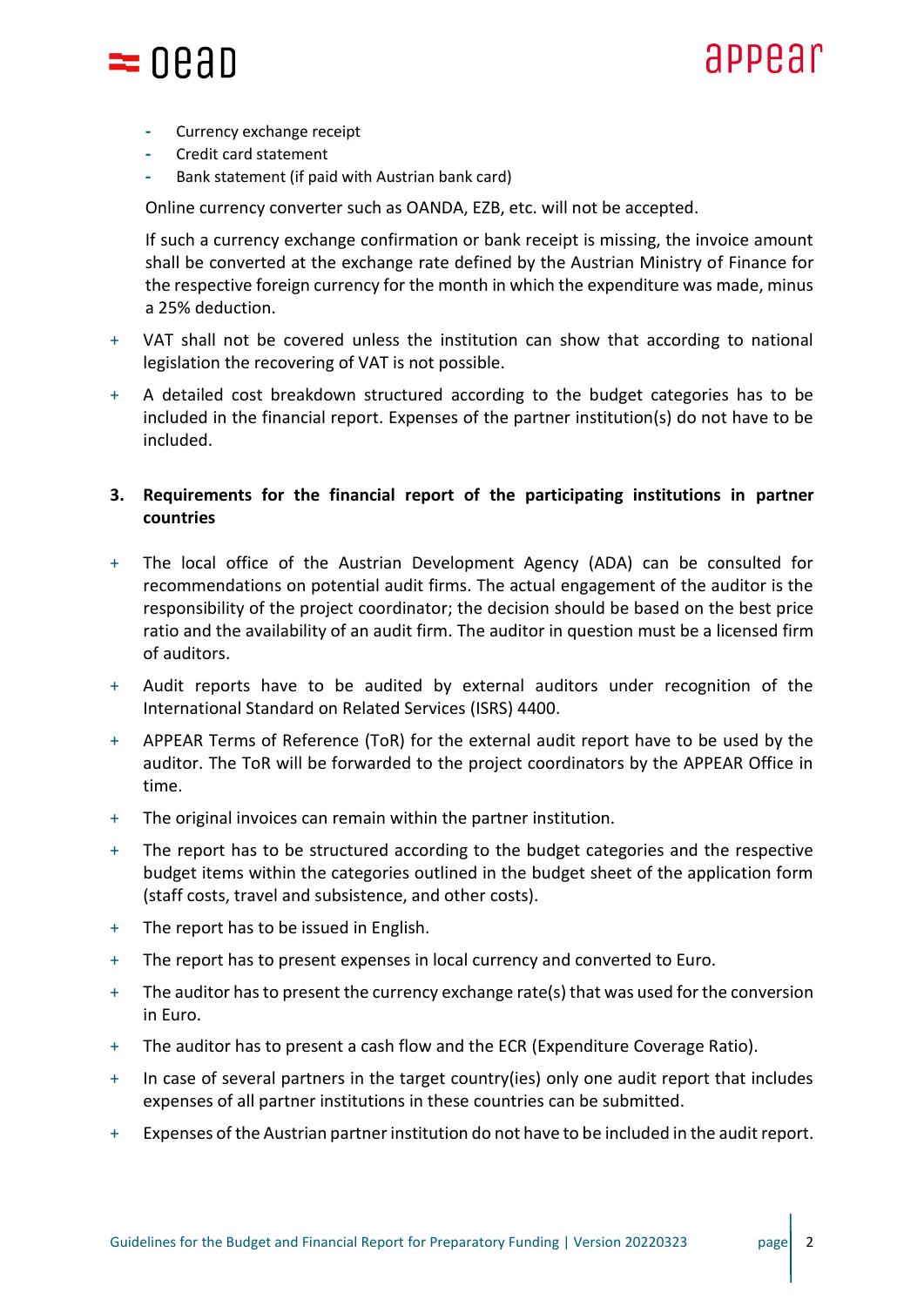- Currency exchange receipt
- Credit card statement
- Bank statement (if paid with Austrian bank card)

Online currency converter such as OANDA, EZB, etc. will not be accepted.

If such a currency exchange confirmation or bank receipt is missing, the invoice amount shall be converted at the exchange rate defined by the Austrian Ministry of Finance for the respective foreign currency for the month in which the expenditure was made, minus a 25% deduction.

+ VAT shall not be covered unless the institution can show that according to national legislation the recovering of VAT is not possible.
+ A detailed cost breakdown structured according to the budget categories has to be included in the financial report. Expenses of the partner institution(s) do not have to be included.

## 3. Requirements for the financial report of the participating institutions in partner countries

+ The local office of the Austrian Development Agency (ADA) can be consulted for recommendations on potential audit firms. The actual engagement of the auditor is the responsibility of the project coordinator; the decision should be based on the best price ratio and the availability of an audit firm. The auditor in question must be a licensed firm of auditors.
+ Audit reports have to be audited by external auditors under recognition of the International Standard on Related Services (ISRS) 4400.
+ APPEAR Terms of Reference (ToR) for the external audit report have to be used by the auditor. The ToR will be forwarded to the project coordinators by the APPEAR Office in time.
+ The original invoices can remain within the partner institution.
+ The report has to be structured according to the budget categories and the respective budget items within the categories outlined in the budget sheet of the application form (staff costs, travel and subsistence, and other costs).
+ The report has to be issued in English.
+ The report has to present expenses in local currency and converted to Euro.
+ The auditor has to present the currency exchange rate(s) that was used for the conversion in Euro.
+ The auditor has to present a cash flow and the ECR (Expenditure Coverage Ratio).
+ In case of several partners in the target country(ies) only one audit report that includes expenses of all partner institutions in these countries can be submitted.
+ Expenses of the Austrian partner institution do not have to be included in the audit report.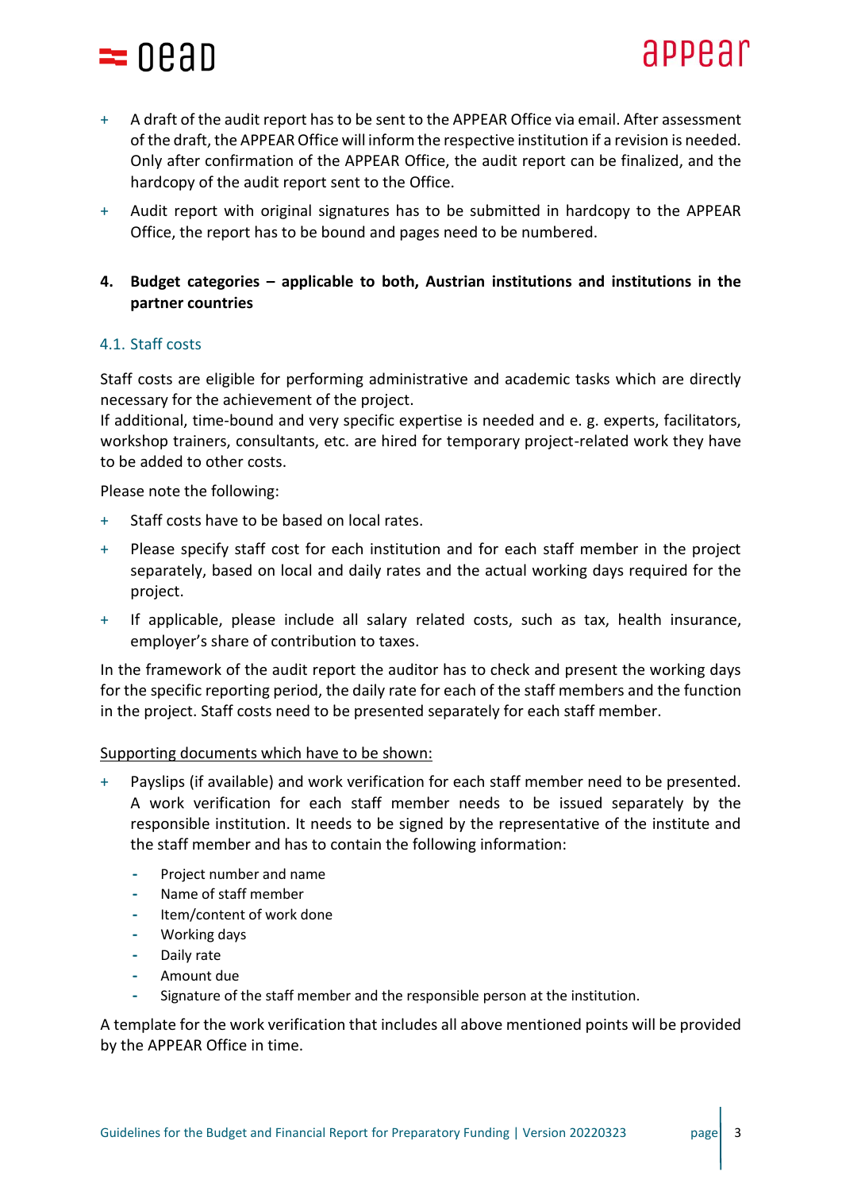- A draft of the audit report has to be sent to the APPEAR Office via email. After assessment of the draft, the APPEAR Office will inform the respective institution if a revision is needed. Only after confirmation of the APPEAR Office, the audit report can be finalized, and the hardcopy of the audit report sent to the Office.
- Audit report with original signatures has to be submitted in hardcopy to the APPEAR Office, the report has to be bound and pages need to be numbered.

## 4. Budget categories – applicable to both, Austrian institutions and institutions in the partner countries

### 4.1. Staff costs

Staff costs are eligible for performing administrative and academic tasks which are directly necessary for the achievement of the project.
If additional, time-bound and very specific expertise is needed and e. g. experts, facilitators, workshop trainers, consultants, etc. are hired for temporary project-related work they have to be added to other costs.

Please note the following:

- Staff costs have to be based on local rates.
- Please specify staff cost for each institution and for each staff member in the project separately, based on local and daily rates and the actual working days required for the project.
- If applicable, please include all salary related costs, such as tax, health insurance, employer's share of contribution to taxes.

In the framework of the audit report the auditor has to check and present the working days for the specific reporting period, the daily rate for each of the staff members and the function in the project. Staff costs need to be presented separately for each staff member.

<u>Supporting documents which have to be shown:</u>

- Payslips (if available) and work verification for each staff member need to be presented. A work verification for each staff member needs to be issued separately by the responsible institution. It needs to be signed by the representative of the institute and the staff member and has to contain the following information:
  - Project number and name
  - Name of staff member
  - Item/content of work done
  - Working days
  - Daily rate
  - Amount due
  - Signature of the staff member and the responsible person at the institution.

A template for the work verification that includes all above mentioned points will be provided by the APPEAR Office in time.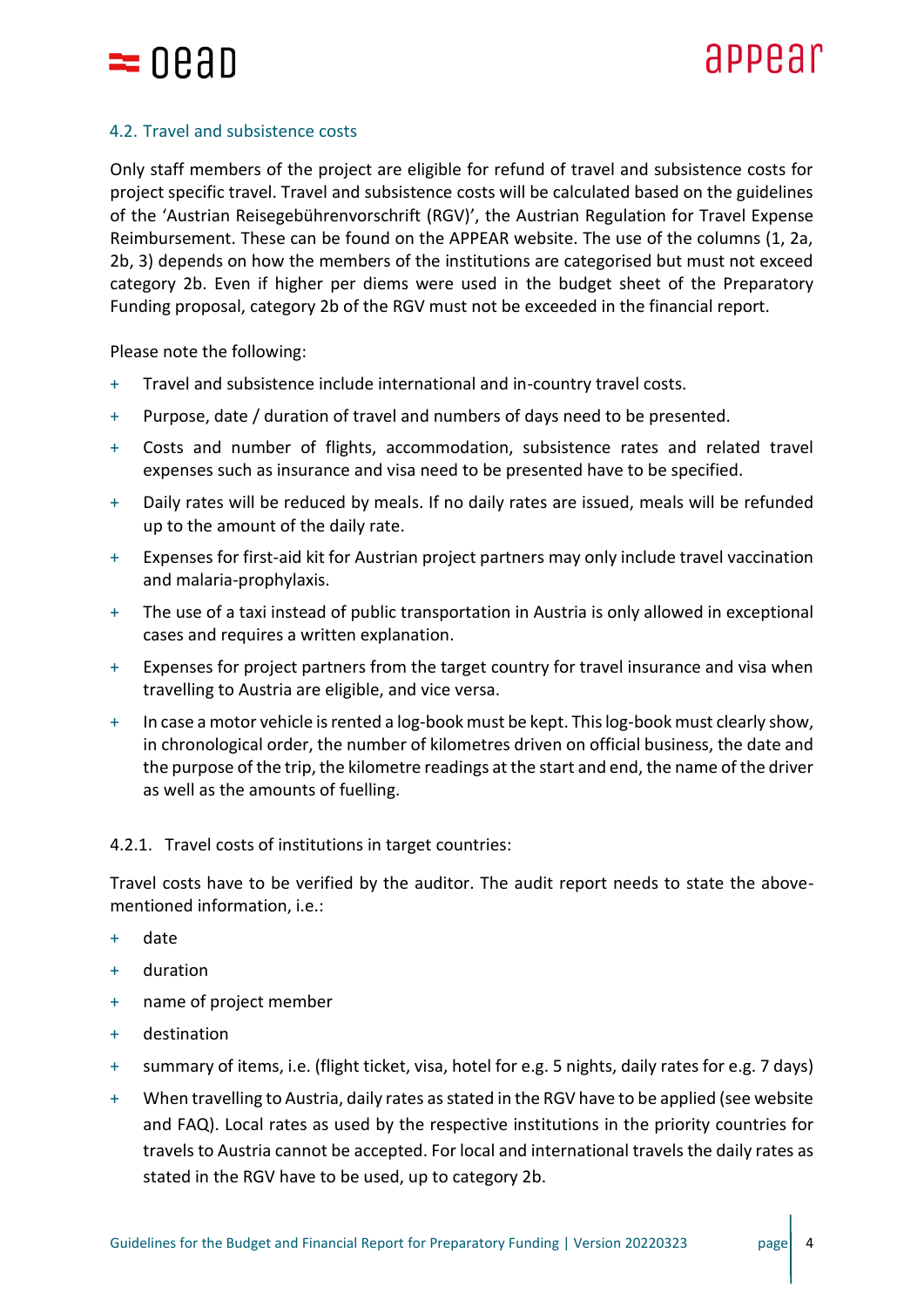### 4.2. Travel and subsistence costs

Only staff members of the project are eligible for refund of travel and subsistence costs for project specific travel. Travel and subsistence costs will be calculated based on the guidelines of the 'Austrian Reisegebührenvorschrift (RGV)', the Austrian Regulation for Travel Expense Reimbursement. These can be found on the APPEAR website. The use of the columns (1, 2a, 2b, 3) depends on how the members of the institutions are categorised but must not exceed category 2b. Even if higher per diems were used in the budget sheet of the Preparatory Funding proposal, category 2b of the RGV must not be exceeded in the financial report.

Please note the following:

- Travel and subsistence include international and in-country travel costs.
- Purpose, date / duration of travel and numbers of days need to be presented.
- Costs and number of flights, accommodation, subsistence rates and related travel expenses such as insurance and visa need to be presented have to be specified.
- Daily rates will be reduced by meals. If no daily rates are issued, meals will be refunded up to the amount of the daily rate.
- Expenses for first-aid kit for Austrian project partners may only include travel vaccination and malaria-prophylaxis.
- The use of a taxi instead of public transportation in Austria is only allowed in exceptional cases and requires a written explanation.
- Expenses for project partners from the target country for travel insurance and visa when travelling to Austria are eligible, and vice versa.
- In case a motor vehicle is rented a log-book must be kept. This log-book must clearly show, in chronological order, the number of kilometres driven on official business, the date and the purpose of the trip, the kilometre readings at the start and end, the name of the driver as well as the amounts of fuelling.

#### 4.2.1. Travel costs of institutions in target countries:

Travel costs have to be verified by the auditor. The audit report needs to state the above-mentioned information, i.e.:

- date
- duration
- name of project member
- destination
- summary of items, i.e. (flight ticket, visa, hotel for e.g. 5 nights, daily rates for e.g. 7 days)
- When travelling to Austria, daily rates as stated in the RGV have to be applied (see website and FAQ). Local rates as used by the respective institutions in the priority countries for travels to Austria cannot be accepted. For local and international travels the daily rates as stated in the RGV have to be used, up to category 2b.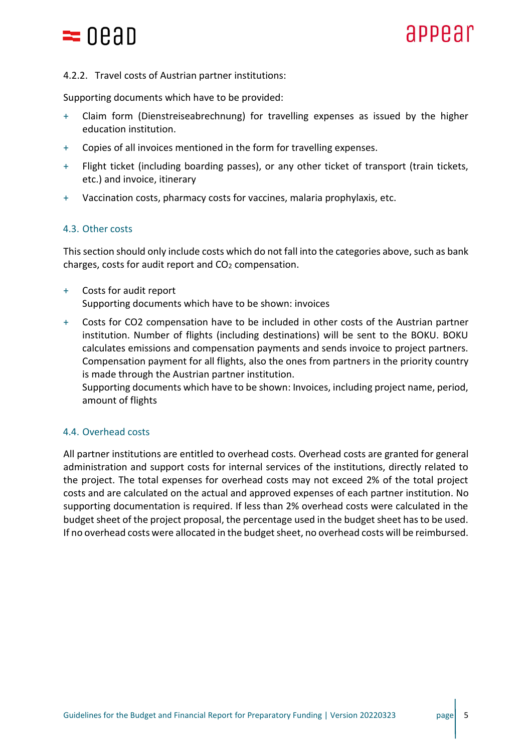#### 4.2.2. Travel costs of Austrian partner institutions:

Supporting documents which have to be provided:

- Claim form (Dienstreiseabrechnung) for travelling expenses as issued by the higher education institution.
- Copies of all invoices mentioned in the form for travelling expenses.
- Flight ticket (including boarding passes), or any other ticket of transport (train tickets, etc.) and invoice, itinerary
- Vaccination costs, pharmacy costs for vaccines, malaria prophylaxis, etc.

### 4.3. Other costs

This section should only include costs which do not fall into the categories above, such as bank charges, costs for audit report and $CO_2$ compensation.

- Costs for audit report
  Supporting documents which have to be shown: invoices
- Costs for CO2 compensation have to be included in other costs of the Austrian partner institution. Number of flights (including destinations) will be sent to the BOKU. BOKU calculates emissions and compensation payments and sends invoice to project partners. Compensation payment for all flights, also the ones from partners in the priority country is made through the Austrian partner institution.
  Supporting documents which have to be shown: Invoices, including project name, period, amount of flights

### 4.4. Overhead costs

All partner institutions are entitled to overhead costs. Overhead costs are granted for general administration and support costs for internal services of the institutions, directly related to the project. The total expenses for overhead costs may not exceed 2% of the total project costs and are calculated on the actual and approved expenses of each partner institution. No supporting documentation is required. If less than 2% overhead costs were calculated in the budget sheet of the project proposal, the percentage used in the budget sheet has to be used. If no overhead costs were allocated in the budget sheet, no overhead costs will be reimbursed.